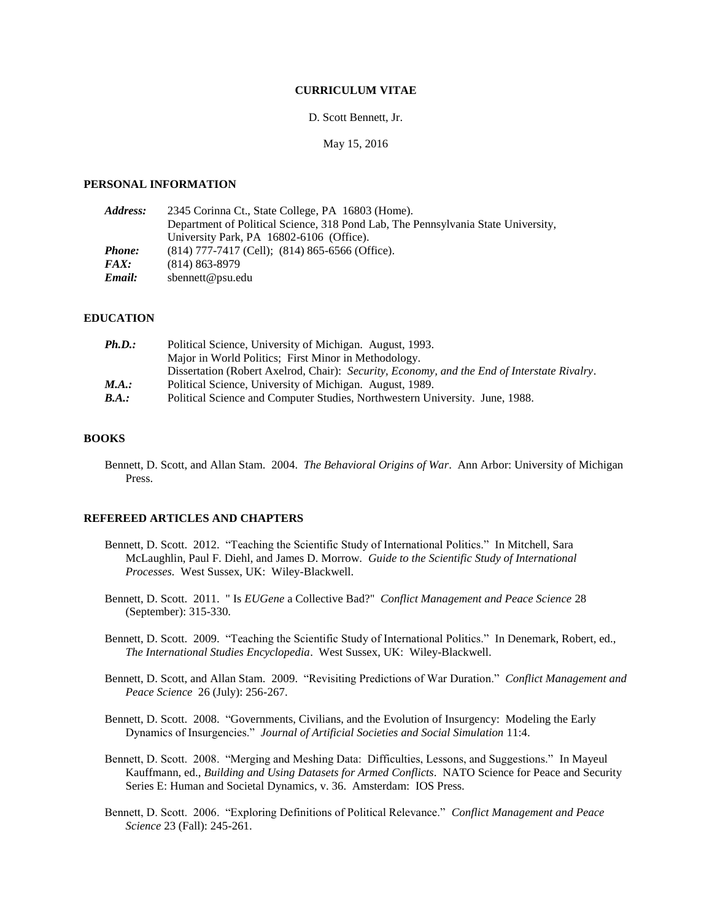# CURRICULUM VITAE

D. Scott Bennett, Jr.

May 15, 2016

## PERSONAL INFORMATION

| | |
|---|---|
| ***Address:*** | 2345 Corinna Ct., State College, PA 16803 (Home). Department of Political Science, 318 Pond Lab, The Pennsylvania State University, University Park, PA 16802-6106 (Office). |
| ***Phone:*** | (814) 777-7417 (Cell); (814) 865-6566 (Office). |
| ***FAX:*** | (814) 863-8979 |
| ***Email:*** | sbennett@psu.edu |

## EDUCATION

| | |
|---|---|
| ***Ph.D.:*** | Political Science, University of Michigan. August, 1993. Major in World Politics; First Minor in Methodology. Dissertation (Robert Axelrod, Chair): *Security, Economy, and the End of Interstate Rivalry*. |
| ***M.A.:*** | Political Science, University of Michigan. August, 1989. |
| ***B.A.:*** | Political Science and Computer Studies, Northwestern University. June, 1988. |

## BOOKS

Bennett, D. Scott, and Allan Stam. 2004. *The Behavioral Origins of War*. Ann Arbor: University of Michigan Press.

## REFEREED ARTICLES AND CHAPTERS

Bennett, D. Scott. 2012. "Teaching the Scientific Study of International Politics." In Mitchell, Sara McLaughlin, Paul F. Diehl, and James D. Morrow. *Guide to the Scientific Study of International Processes.* West Sussex, UK: Wiley-Blackwell.

Bennett, D. Scott. 2011. " Is *EUGene* a Collective Bad?" *Conflict Management and Peace Science* 28 (September): 315-330.

Bennett, D. Scott. 2009. "Teaching the Scientific Study of International Politics." In Denemark, Robert, ed., *The International Studies Encyclopedia*. West Sussex, UK: Wiley-Blackwell.

Bennett, D. Scott, and Allan Stam. 2009. "Revisiting Predictions of War Duration." *Conflict Management and Peace Science* 26 (July): 256-267.

Bennett, D. Scott. 2008. "Governments, Civilians, and the Evolution of Insurgency: Modeling the Early Dynamics of Insurgencies." *Journal of Artificial Societies and Social Simulation* 11:4.

Bennett, D. Scott. 2008. "Merging and Meshing Data: Difficulties, Lessons, and Suggestions." In Mayeul Kauffmann, ed., *Building and Using Datasets for Armed Conflicts*. NATO Science for Peace and Security Series E: Human and Societal Dynamics, v. 36. Amsterdam: IOS Press.

Bennett, D. Scott. 2006. "Exploring Definitions of Political Relevance." *Conflict Management and Peace Science* 23 (Fall): 245-261.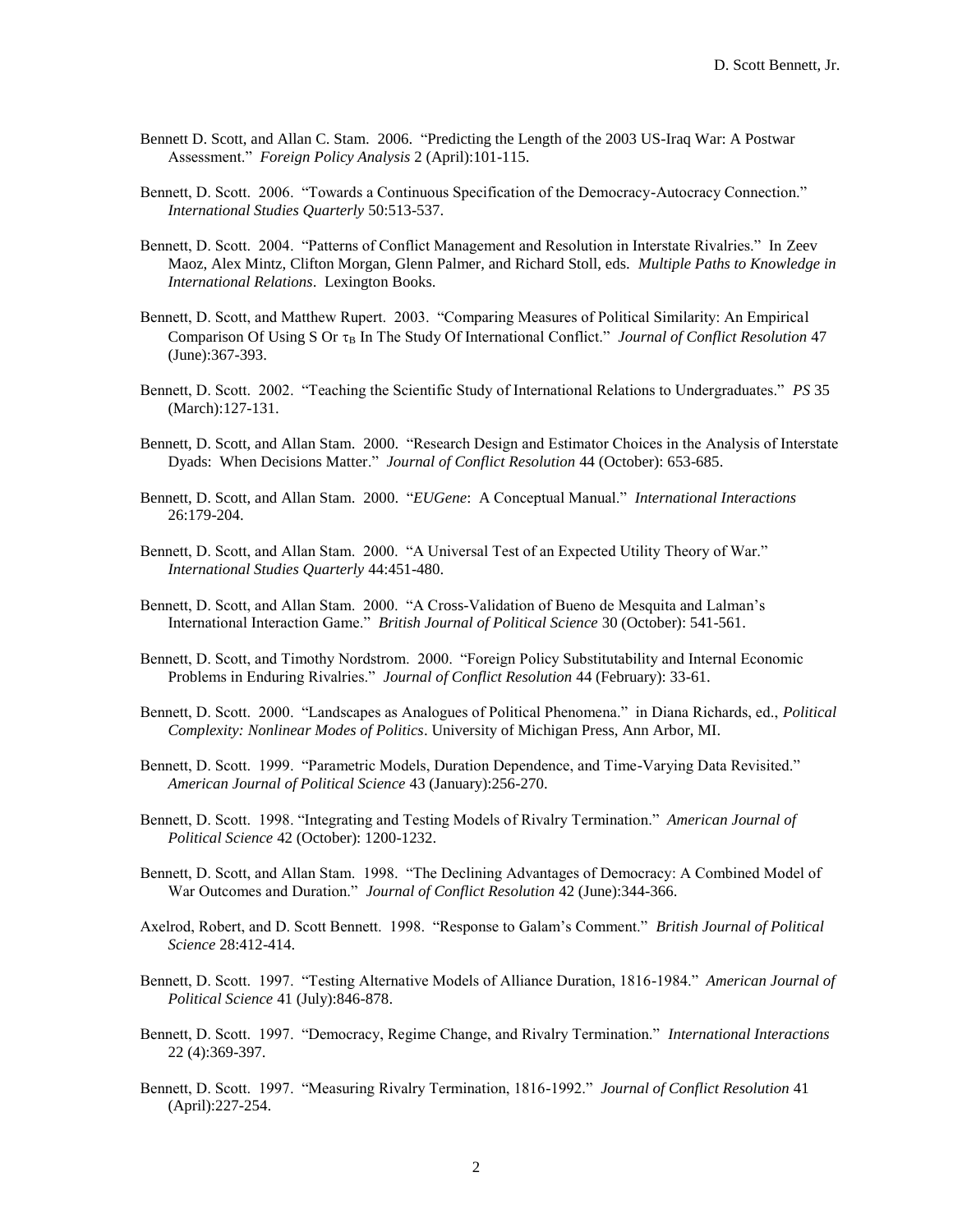Bennett D. Scott, and Allan C. Stam. 2006. "Predicting the Length of the 2003 US-Iraq War: A Postwar Assessment." *Foreign Policy Analysis* 2 (April):101-115.

Bennett, D. Scott. 2006. "Towards a Continuous Specification of the Democracy-Autocracy Connection." *International Studies Quarterly* 50:513-537.

Bennett, D. Scott. 2004. "Patterns of Conflict Management and Resolution in Interstate Rivalries." In Zeev Maoz, Alex Mintz, Clifton Morgan, Glenn Palmer, and Richard Stoll, eds. *Multiple Paths to Knowledge in International Relations*. Lexington Books.

Bennett, D. Scott, and Matthew Rupert. 2003. "Comparing Measures of Political Similarity: An Empirical Comparison Of Using S Or $\tau_B$ In The Study Of International Conflict." *Journal of Conflict Resolution* 47 (June):367-393.

Bennett, D. Scott. 2002. "Teaching the Scientific Study of International Relations to Undergraduates." *PS* 35 (March):127-131.

Bennett, D. Scott, and Allan Stam. 2000. "Research Design and Estimator Choices in the Analysis of Interstate Dyads: When Decisions Matter." *Journal of Conflict Resolution* 44 (October): 653-685.

Bennett, D. Scott, and Allan Stam. 2000. "*EUGene*: A Conceptual Manual." *International Interactions* 26:179-204.

Bennett, D. Scott, and Allan Stam. 2000. "A Universal Test of an Expected Utility Theory of War." *International Studies Quarterly* 44:451-480.

Bennett, D. Scott, and Allan Stam. 2000. "A Cross-Validation of Bueno de Mesquita and Lalman's International Interaction Game." *British Journal of Political Science* 30 (October): 541-561.

Bennett, D. Scott, and Timothy Nordstrom. 2000. "Foreign Policy Substitutability and Internal Economic Problems in Enduring Rivalries." *Journal of Conflict Resolution* 44 (February): 33-61.

Bennett, D. Scott. 2000. "Landscapes as Analogues of Political Phenomena." in Diana Richards, ed., *Political Complexity: Nonlinear Modes of Politics*. University of Michigan Press, Ann Arbor, MI.

Bennett, D. Scott. 1999. "Parametric Models, Duration Dependence, and Time-Varying Data Revisited." *American Journal of Political Science* 43 (January):256-270.

Bennett, D. Scott. 1998. "Integrating and Testing Models of Rivalry Termination." *American Journal of Political Science* 42 (October): 1200-1232.

Bennett, D. Scott, and Allan Stam. 1998. "The Declining Advantages of Democracy: A Combined Model of War Outcomes and Duration." *Journal of Conflict Resolution* 42 (June):344-366.

Axelrod, Robert, and D. Scott Bennett. 1998. "Response to Galam's Comment." *British Journal of Political Science* 28:412-414.

Bennett, D. Scott. 1997. "Testing Alternative Models of Alliance Duration, 1816-1984." *American Journal of Political Science* 41 (July):846-878.

Bennett, D. Scott. 1997. "Democracy, Regime Change, and Rivalry Termination." *International Interactions* 22 (4):369-397.

Bennett, D. Scott. 1997. "Measuring Rivalry Termination, 1816-1992." *Journal of Conflict Resolution* 41 (April):227-254.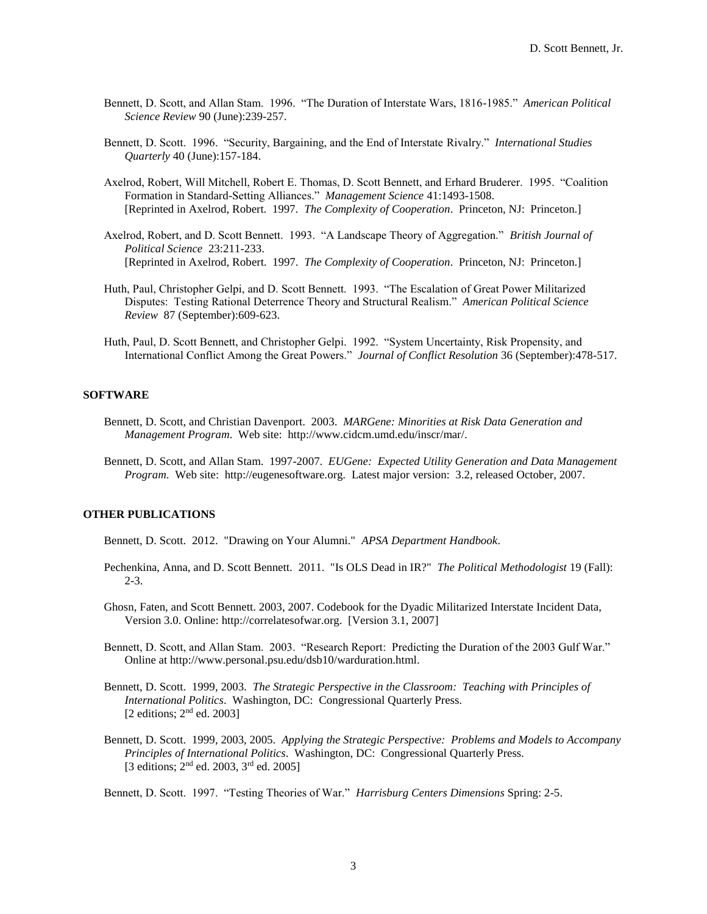Bennett, D. Scott, and Allan Stam. 1996. "The Duration of Interstate Wars, 1816-1985." *American Political Science Review* 90 (June):239-257.

Bennett, D. Scott. 1996. "Security, Bargaining, and the End of Interstate Rivalry." *International Studies Quarterly* 40 (June):157-184.

Axelrod, Robert, Will Mitchell, Robert E. Thomas, D. Scott Bennett, and Erhard Bruderer. 1995. "Coalition Formation in Standard-Setting Alliances." *Management Science* 41:1493-1508.
[Reprinted in Axelrod, Robert. 1997. *The Complexity of Cooperation*. Princeton, NJ: Princeton.]

Axelrod, Robert, and D. Scott Bennett. 1993. "A Landscape Theory of Aggregation." *British Journal of Political Science* 23:211-233.
[Reprinted in Axelrod, Robert. 1997. *The Complexity of Cooperation*. Princeton, NJ: Princeton.]

Huth, Paul, Christopher Gelpi, and D. Scott Bennett. 1993. "The Escalation of Great Power Militarized Disputes: Testing Rational Deterrence Theory and Structural Realism." *American Political Science Review* 87 (September):609-623.

Huth, Paul, D. Scott Bennett, and Christopher Gelpi. 1992. "System Uncertainty, Risk Propensity, and International Conflict Among the Great Powers." *Journal of Conflict Resolution* 36 (September):478-517.

## SOFTWARE

Bennett, D. Scott, and Christian Davenport. 2003. *MARGene: Minorities at Risk Data Generation and Management Program*. Web site: http://www.cidcm.umd.edu/inscr/mar/.

Bennett, D. Scott, and Allan Stam. 1997-2007. *EUGene: Expected Utility Generation and Data Management Program*. Web site: http://eugenesoftware.org. Latest major version: 3.2, released October, 2007.

## OTHER PUBLICATIONS

Bennett, D. Scott. 2012. "Drawing on Your Alumni." *APSA Department Handbook*.

Pechenkina, Anna, and D. Scott Bennett. 2011. "Is OLS Dead in IR?" *The Political Methodologist* 19 (Fall): 2-3.

Ghosn, Faten, and Scott Bennett. 2003, 2007. Codebook for the Dyadic Militarized Interstate Incident Data, Version 3.0. Online: http://correlatesofwar.org. [Version 3.1, 2007]

Bennett, D. Scott, and Allan Stam. 2003. "Research Report: Predicting the Duration of the 2003 Gulf War." Online at http://www.personal.psu.edu/dsb10/warduration.html.

Bennett, D. Scott. 1999, 2003. *The Strategic Perspective in the Classroom: Teaching with Principles of International Politics*. Washington, DC: Congressional Quarterly Press.
[2 editions; 2nd ed. 2003]

Bennett, D. Scott. 1999, 2003, 2005. *Applying the Strategic Perspective: Problems and Models to Accompany Principles of International Politics*. Washington, DC: Congressional Quarterly Press.
[3 editions; 2nd ed. 2003, 3rd ed. 2005]

Bennett, D. Scott. 1997. "Testing Theories of War." *Harrisburg Centers Dimensions* Spring: 2-5.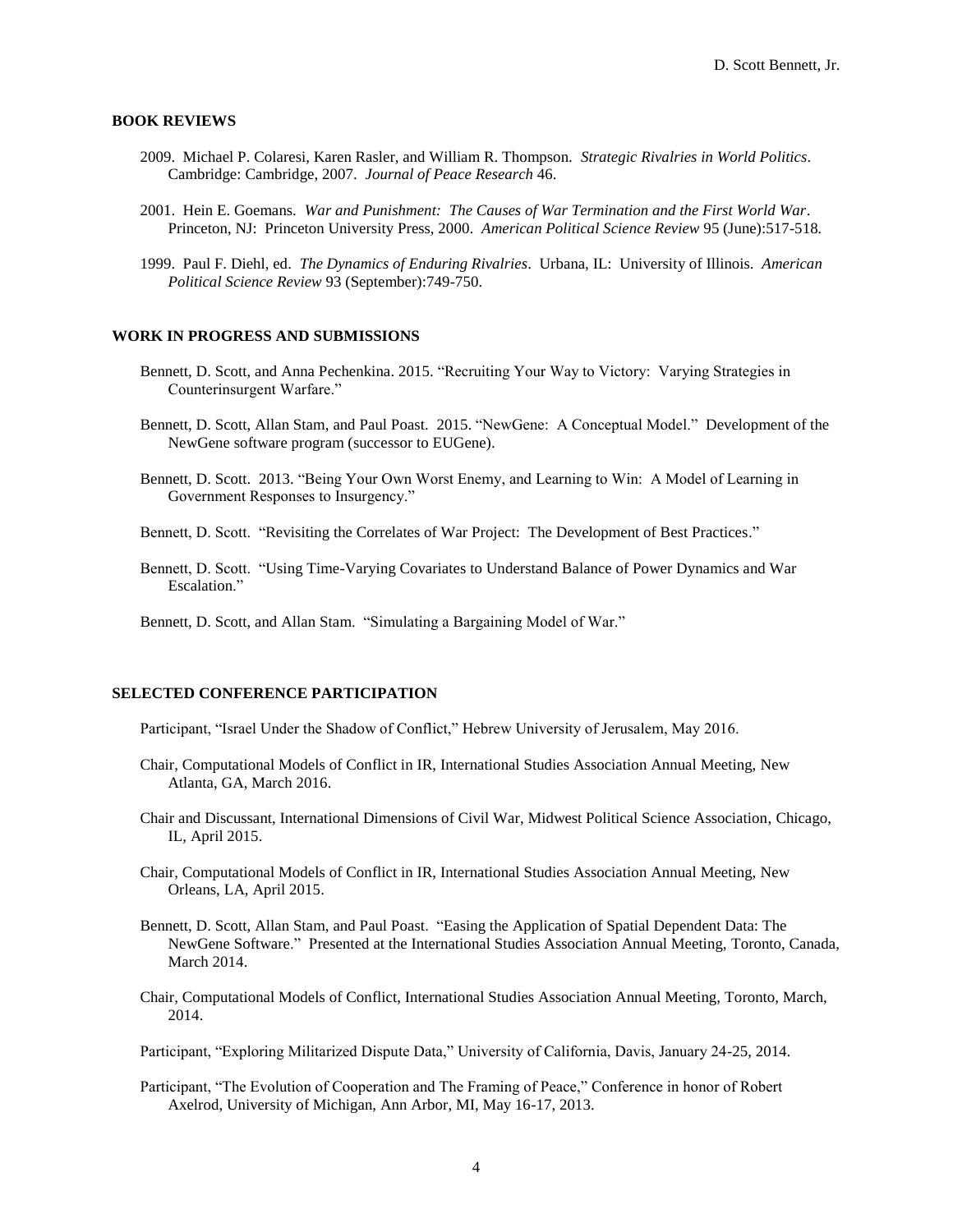## BOOK REVIEWS

2009. Michael P. Colaresi, Karen Rasler, and William R. Thompson. *Strategic Rivalries in World Politics*. Cambridge: Cambridge, 2007. *Journal of Peace Research* 46.

2001. Hein E. Goemans. *War and Punishment: The Causes of War Termination and the First World War*. Princeton, NJ: Princeton University Press, 2000. *American Political Science Review* 95 (June):517-518.

1999. Paul F. Diehl, ed. *The Dynamics of Enduring Rivalries*. Urbana, IL: University of Illinois. *American Political Science Review* 93 (September):749-750.

## WORK IN PROGRESS AND SUBMISSIONS

Bennett, D. Scott, and Anna Pechenkina. 2015. "Recruiting Your Way to Victory: Varying Strategies in Counterinsurgent Warfare."

Bennett, D. Scott, Allan Stam, and Paul Poast. 2015. "NewGene: A Conceptual Model." Development of the NewGene software program (successor to EUGene).

Bennett, D. Scott. 2013. "Being Your Own Worst Enemy, and Learning to Win: A Model of Learning in Government Responses to Insurgency."

Bennett, D. Scott. "Revisiting the Correlates of War Project: The Development of Best Practices."

Bennett, D. Scott. "Using Time-Varying Covariates to Understand Balance of Power Dynamics and War Escalation."

Bennett, D. Scott, and Allan Stam. "Simulating a Bargaining Model of War."

## SELECTED CONFERENCE PARTICIPATION

Participant, "Israel Under the Shadow of Conflict," Hebrew University of Jerusalem, May 2016.

Chair, Computational Models of Conflict in IR, International Studies Association Annual Meeting, New Atlanta, GA, March 2016.

Chair and Discussant, International Dimensions of Civil War, Midwest Political Science Association, Chicago, IL, April 2015.

Chair, Computational Models of Conflict in IR, International Studies Association Annual Meeting, New Orleans, LA, April 2015.

Bennett, D. Scott, Allan Stam, and Paul Poast. "Easing the Application of Spatial Dependent Data: The NewGene Software." Presented at the International Studies Association Annual Meeting, Toronto, Canada, March 2014.

Chair, Computational Models of Conflict, International Studies Association Annual Meeting, Toronto, March, 2014.

Participant, "Exploring Militarized Dispute Data," University of California, Davis, January 24-25, 2014.

Participant, "The Evolution of Cooperation and The Framing of Peace," Conference in honor of Robert Axelrod, University of Michigan, Ann Arbor, MI, May 16-17, 2013.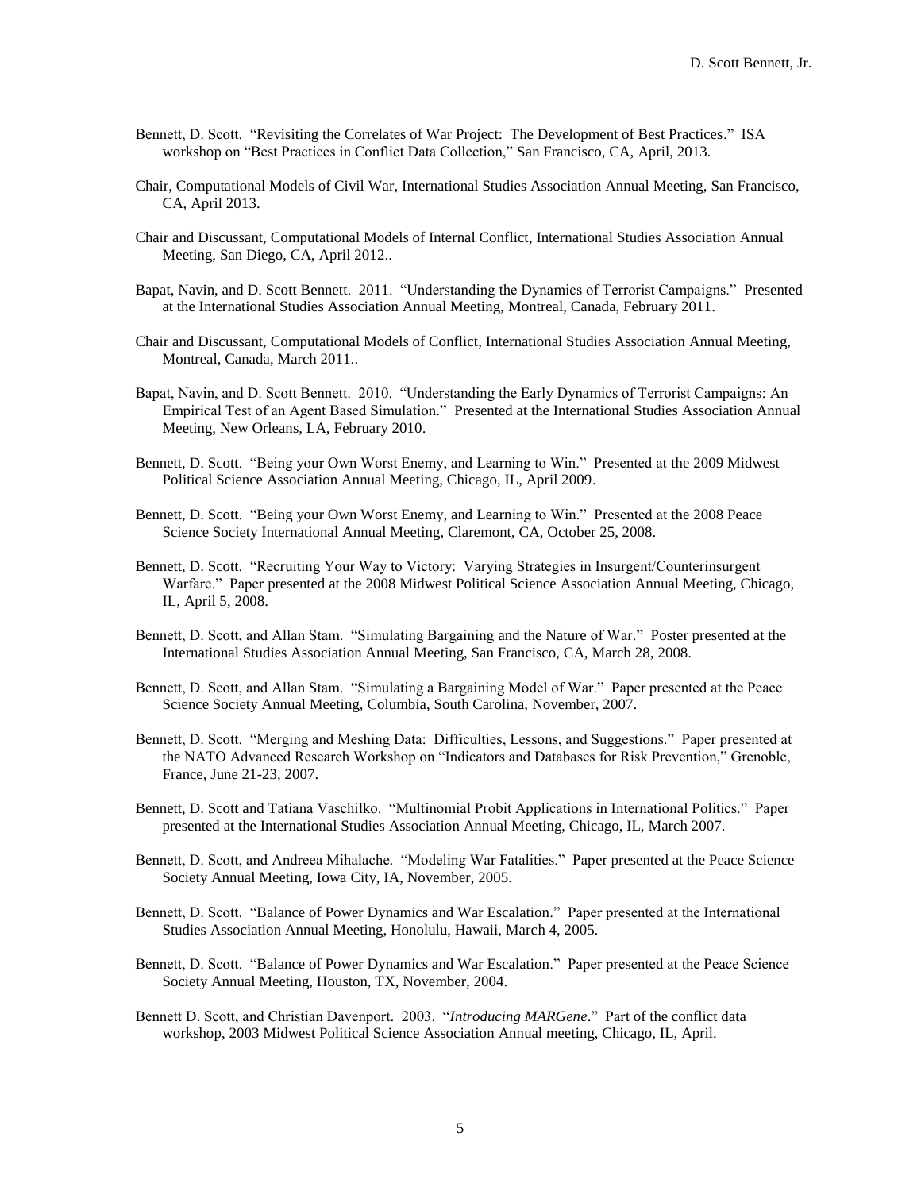Bennett, D. Scott. "Revisiting the Correlates of War Project: The Development of Best Practices." ISA workshop on "Best Practices in Conflict Data Collection," San Francisco, CA, April, 2013.

Chair, Computational Models of Civil War, International Studies Association Annual Meeting, San Francisco, CA, April 2013.

Chair and Discussant, Computational Models of Internal Conflict, International Studies Association Annual Meeting, San Diego, CA, April 2012..

Bapat, Navin, and D. Scott Bennett. 2011. "Understanding the Dynamics of Terrorist Campaigns." Presented at the International Studies Association Annual Meeting, Montreal, Canada, February 2011.

Chair and Discussant, Computational Models of Conflict, International Studies Association Annual Meeting, Montreal, Canada, March 2011..

Bapat, Navin, and D. Scott Bennett. 2010. "Understanding the Early Dynamics of Terrorist Campaigns: An Empirical Test of an Agent Based Simulation." Presented at the International Studies Association Annual Meeting, New Orleans, LA, February 2010.

Bennett, D. Scott. "Being your Own Worst Enemy, and Learning to Win." Presented at the 2009 Midwest Political Science Association Annual Meeting, Chicago, IL, April 2009.

Bennett, D. Scott. "Being your Own Worst Enemy, and Learning to Win." Presented at the 2008 Peace Science Society International Annual Meeting, Claremont, CA, October 25, 2008.

Bennett, D. Scott. "Recruiting Your Way to Victory: Varying Strategies in Insurgent/Counterinsurgent Warfare." Paper presented at the 2008 Midwest Political Science Association Annual Meeting, Chicago, IL, April 5, 2008.

Bennett, D. Scott, and Allan Stam. "Simulating Bargaining and the Nature of War." Poster presented at the International Studies Association Annual Meeting, San Francisco, CA, March 28, 2008.

Bennett, D. Scott, and Allan Stam. "Simulating a Bargaining Model of War." Paper presented at the Peace Science Society Annual Meeting, Columbia, South Carolina, November, 2007.

Bennett, D. Scott. "Merging and Meshing Data: Difficulties, Lessons, and Suggestions." Paper presented at the NATO Advanced Research Workshop on "Indicators and Databases for Risk Prevention," Grenoble, France, June 21-23, 2007.

Bennett, D. Scott and Tatiana Vaschilko. "Multinomial Probit Applications in International Politics." Paper presented at the International Studies Association Annual Meeting, Chicago, IL, March 2007.

Bennett, D. Scott, and Andreea Mihalache. "Modeling War Fatalities." Paper presented at the Peace Science Society Annual Meeting, Iowa City, IA, November, 2005.

Bennett, D. Scott. "Balance of Power Dynamics and War Escalation." Paper presented at the International Studies Association Annual Meeting, Honolulu, Hawaii, March 4, 2005.

Bennett, D. Scott. "Balance of Power Dynamics and War Escalation." Paper presented at the Peace Science Society Annual Meeting, Houston, TX, November, 2004.

Bennett D. Scott, and Christian Davenport. 2003. "*Introducing MARGene*." Part of the conflict data workshop, 2003 Midwest Political Science Association Annual meeting, Chicago, IL, April.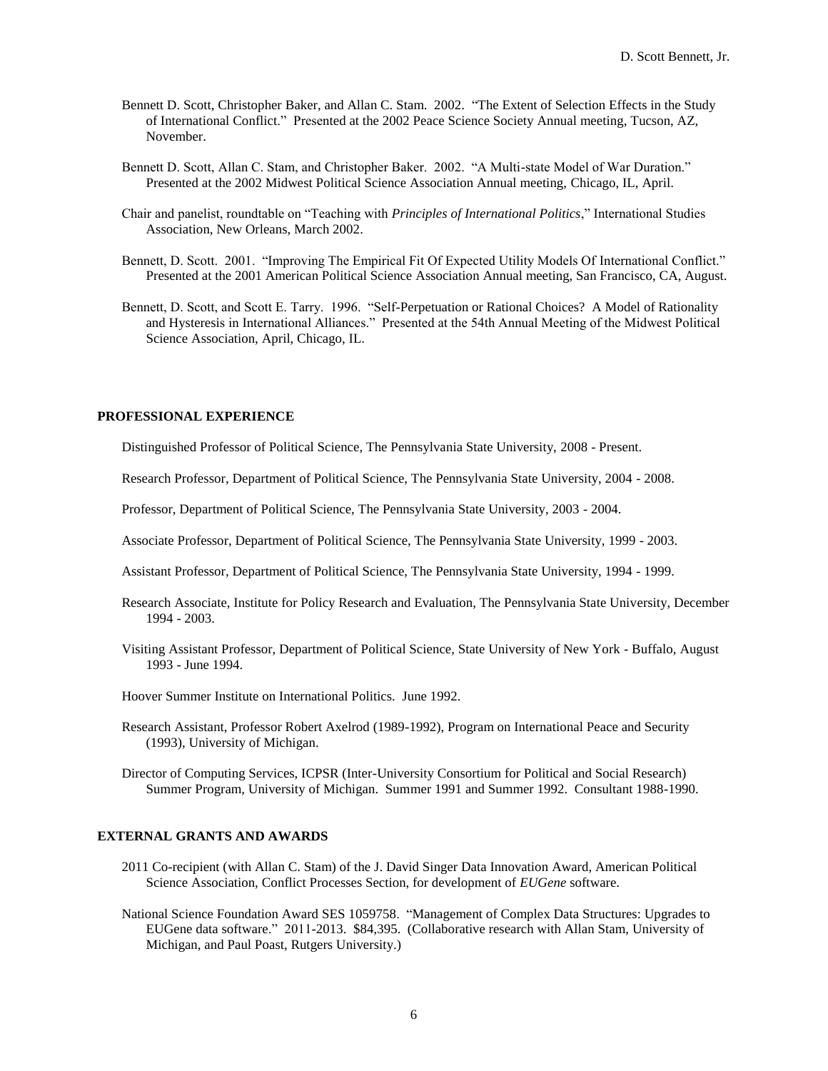Bennett D. Scott, Christopher Baker, and Allan C. Stam. 2002. "The Extent of Selection Effects in the Study of International Conflict." Presented at the 2002 Peace Science Society Annual meeting, Tucson, AZ, November.

Bennett D. Scott, Allan C. Stam, and Christopher Baker. 2002. "A Multi-state Model of War Duration." Presented at the 2002 Midwest Political Science Association Annual meeting, Chicago, IL, April.

Chair and panelist, roundtable on "Teaching with *Principles of International Politics*," International Studies Association, New Orleans, March 2002.

Bennett, D. Scott. 2001. "Improving The Empirical Fit Of Expected Utility Models Of International Conflict." Presented at the 2001 American Political Science Association Annual meeting, San Francisco, CA, August.

Bennett, D. Scott, and Scott E. Tarry. 1996. "Self-Perpetuation or Rational Choices? A Model of Rationality and Hysteresis in International Alliances." Presented at the 54th Annual Meeting of the Midwest Political Science Association, April, Chicago, IL.

## PROFESSIONAL EXPERIENCE

Distinguished Professor of Political Science, The Pennsylvania State University, 2008 - Present.

Research Professor, Department of Political Science, The Pennsylvania State University, 2004 - 2008.

Professor, Department of Political Science, The Pennsylvania State University, 2003 - 2004.

Associate Professor, Department of Political Science, The Pennsylvania State University, 1999 - 2003.

Assistant Professor, Department of Political Science, The Pennsylvania State University, 1994 - 1999.

Research Associate, Institute for Policy Research and Evaluation, The Pennsylvania State University, December 1994 - 2003.

Visiting Assistant Professor, Department of Political Science, State University of New York - Buffalo, August 1993 - June 1994.

Hoover Summer Institute on International Politics. June 1992.

Research Assistant, Professor Robert Axelrod (1989-1992), Program on International Peace and Security (1993), University of Michigan.

Director of Computing Services, ICPSR (Inter-University Consortium for Political and Social Research) Summer Program, University of Michigan. Summer 1991 and Summer 1992. Consultant 1988-1990.

## EXTERNAL GRANTS AND AWARDS

2011 Co-recipient (with Allan C. Stam) of the J. David Singer Data Innovation Award, American Political Science Association, Conflict Processes Section, for development of *EUGene* software.

National Science Foundation Award SES 1059758. "Management of Complex Data Structures: Upgrades to EUGene data software." 2011-2013. $84,395. (Collaborative research with Allan Stam, University of Michigan, and Paul Poast, Rutgers University.)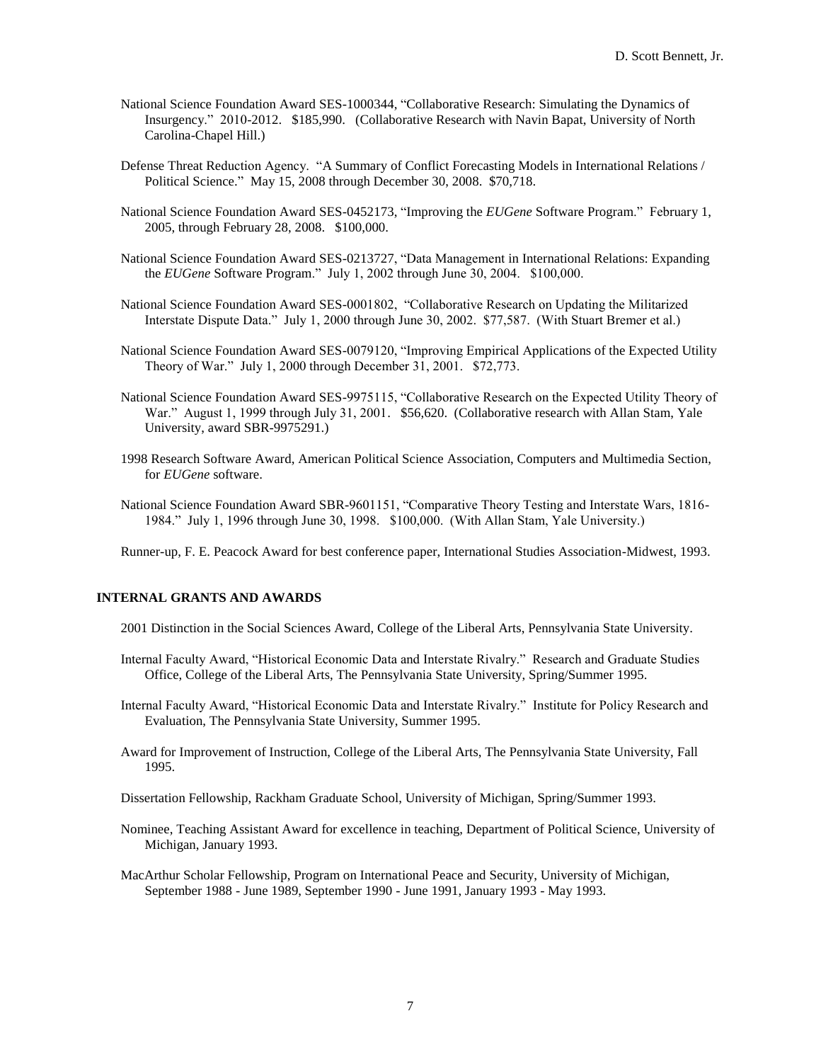National Science Foundation Award SES-1000344, "Collaborative Research: Simulating the Dynamics of Insurgency." 2010-2012. $185,990. (Collaborative Research with Navin Bapat, University of North Carolina-Chapel Hill.)

Defense Threat Reduction Agency. "A Summary of Conflict Forecasting Models in International Relations / Political Science." May 15, 2008 through December 30, 2008. $70,718.

National Science Foundation Award SES-0452173, "Improving the *EUGene* Software Program." February 1, 2005, through February 28, 2008. $100,000.

National Science Foundation Award SES-0213727, "Data Management in International Relations: Expanding the *EUGene* Software Program." July 1, 2002 through June 30, 2004. $100,000.

National Science Foundation Award SES-0001802, "Collaborative Research on Updating the Militarized Interstate Dispute Data." July 1, 2000 through June 30, 2002. $77,587. (With Stuart Bremer et al.)

National Science Foundation Award SES-0079120, "Improving Empirical Applications of the Expected Utility Theory of War." July 1, 2000 through December 31, 2001. $72,773.

National Science Foundation Award SES-9975115, "Collaborative Research on the Expected Utility Theory of War." August 1, 1999 through July 31, 2001. $56,620. (Collaborative research with Allan Stam, Yale University, award SBR-9975291.)

1998 Research Software Award, American Political Science Association, Computers and Multimedia Section, for *EUGene* software.

National Science Foundation Award SBR-9601151, "Comparative Theory Testing and Interstate Wars, 1816-1984." July 1, 1996 through June 30, 1998. $100,000. (With Allan Stam, Yale University.)

Runner-up, F. E. Peacock Award for best conference paper, International Studies Association-Midwest, 1993.

## INTERNAL GRANTS AND AWARDS

2001 Distinction in the Social Sciences Award, College of the Liberal Arts, Pennsylvania State University.

Internal Faculty Award, "Historical Economic Data and Interstate Rivalry." Research and Graduate Studies Office, College of the Liberal Arts, The Pennsylvania State University, Spring/Summer 1995.

Internal Faculty Award, "Historical Economic Data and Interstate Rivalry." Institute for Policy Research and Evaluation, The Pennsylvania State University, Summer 1995.

Award for Improvement of Instruction, College of the Liberal Arts, The Pennsylvania State University, Fall 1995.

Dissertation Fellowship, Rackham Graduate School, University of Michigan, Spring/Summer 1993.

Nominee, Teaching Assistant Award for excellence in teaching, Department of Political Science, University of Michigan, January 1993.

MacArthur Scholar Fellowship, Program on International Peace and Security, University of Michigan, September 1988 - June 1989, September 1990 - June 1991, January 1993 - May 1993.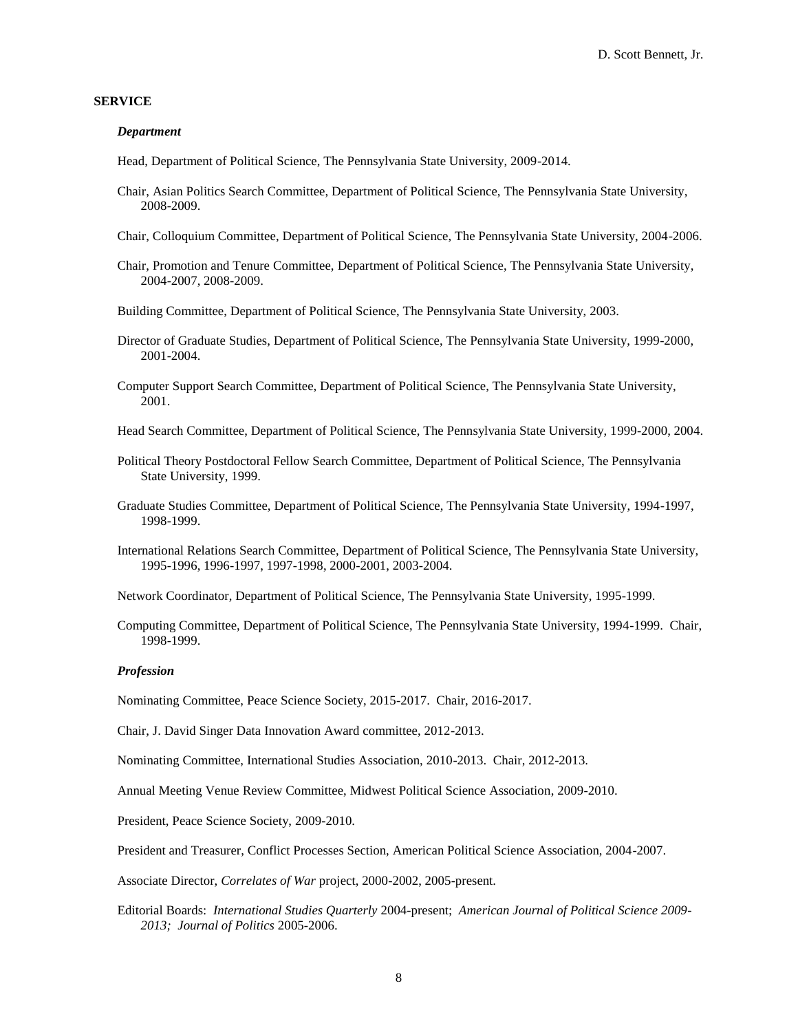## SERVICE

### *Department*

Head, Department of Political Science, The Pennsylvania State University, 2009-2014.

Chair, Asian Politics Search Committee, Department of Political Science, The Pennsylvania State University, 2008-2009.

Chair, Colloquium Committee, Department of Political Science, The Pennsylvania State University, 2004-2006.

Chair, Promotion and Tenure Committee, Department of Political Science, The Pennsylvania State University, 2004-2007, 2008-2009.

Building Committee, Department of Political Science, The Pennsylvania State University, 2003.

Director of Graduate Studies, Department of Political Science, The Pennsylvania State University, 1999-2000, 2001-2004.

Computer Support Search Committee, Department of Political Science, The Pennsylvania State University, 2001.

Head Search Committee, Department of Political Science, The Pennsylvania State University, 1999-2000, 2004.

Political Theory Postdoctoral Fellow Search Committee, Department of Political Science, The Pennsylvania State University, 1999.

Graduate Studies Committee, Department of Political Science, The Pennsylvania State University, 1994-1997, 1998-1999.

International Relations Search Committee, Department of Political Science, The Pennsylvania State University, 1995-1996, 1996-1997, 1997-1998, 2000-2001, 2003-2004.

Network Coordinator, Department of Political Science, The Pennsylvania State University, 1995-1999.

Computing Committee, Department of Political Science, The Pennsylvania State University, 1994-1999. Chair, 1998-1999.

### *Profession*

Nominating Committee, Peace Science Society, 2015-2017. Chair, 2016-2017.

Chair, J. David Singer Data Innovation Award committee, 2012-2013.

Nominating Committee, International Studies Association, 2010-2013. Chair, 2012-2013.

Annual Meeting Venue Review Committee, Midwest Political Science Association, 2009-2010.

President, Peace Science Society, 2009-2010.

President and Treasurer, Conflict Processes Section, American Political Science Association, 2004-2007.

Associate Director, *Correlates of War* project, 2000-2002, 2005-present.

Editorial Boards: *International Studies Quarterly* 2004-present; *American Journal of Political Science 2009-2013; Journal of Politics* 2005-2006.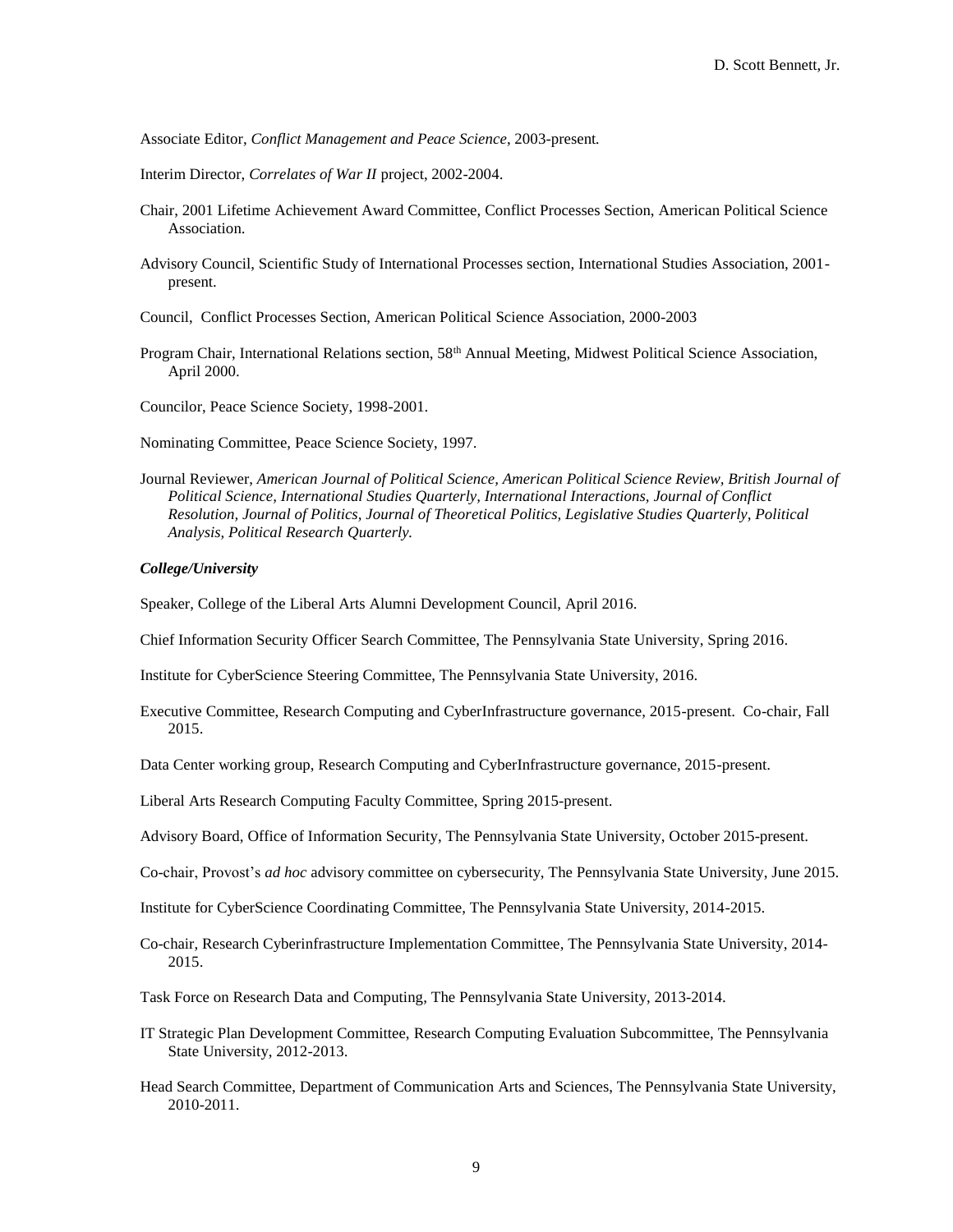Associate Editor, *Conflict Management and Peace Science*, 2003-present.

Interim Director, *Correlates of War II* project, 2002-2004.

Chair, 2001 Lifetime Achievement Award Committee, Conflict Processes Section, American Political Science Association.

Advisory Council, Scientific Study of International Processes section, International Studies Association, 2001-present.

Council, Conflict Processes Section, American Political Science Association, 2000-2003

Program Chair, International Relations section, 58th Annual Meeting, Midwest Political Science Association, April 2000.

Councilor, Peace Science Society, 1998-2001.

Nominating Committee, Peace Science Society, 1997.

Journal Reviewer, *American Journal of Political Science, American Political Science Review, British Journal of Political Science, International Studies Quarterly, International Interactions, Journal of Conflict Resolution, Journal of Politics, Journal of Theoretical Politics, Legislative Studies Quarterly, Political Analysis, Political Research Quarterly.*

***College/University***

Speaker, College of the Liberal Arts Alumni Development Council, April 2016.

Chief Information Security Officer Search Committee, The Pennsylvania State University, Spring 2016.

Institute for CyberScience Steering Committee, The Pennsylvania State University, 2016.

Executive Committee, Research Computing and CyberInfrastructure governance, 2015-present. Co-chair, Fall 2015.

Data Center working group, Research Computing and CyberInfrastructure governance, 2015-present.

Liberal Arts Research Computing Faculty Committee, Spring 2015-present.

Advisory Board, Office of Information Security, The Pennsylvania State University, October 2015-present.

Co-chair, Provost's *ad hoc* advisory committee on cybersecurity, The Pennsylvania State University, June 2015.

Institute for CyberScience Coordinating Committee, The Pennsylvania State University, 2014-2015.

Co-chair, Research Cyberinfrastructure Implementation Committee, The Pennsylvania State University, 2014-2015.

Task Force on Research Data and Computing, The Pennsylvania State University, 2013-2014.

IT Strategic Plan Development Committee, Research Computing Evaluation Subcommittee, The Pennsylvania State University, 2012-2013.

Head Search Committee, Department of Communication Arts and Sciences, The Pennsylvania State University, 2010-2011.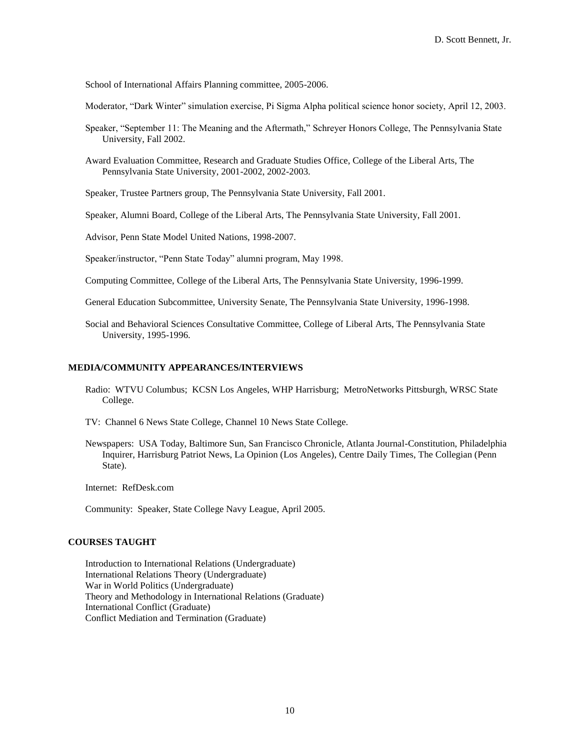School of International Affairs Planning committee, 2005-2006.

Moderator, "Dark Winter" simulation exercise, Pi Sigma Alpha political science honor society, April 12, 2003.

Speaker, "September 11: The Meaning and the Aftermath," Schreyer Honors College, The Pennsylvania State University, Fall 2002.

Award Evaluation Committee, Research and Graduate Studies Office, College of the Liberal Arts, The Pennsylvania State University, 2001-2002, 2002-2003.

Speaker, Trustee Partners group, The Pennsylvania State University, Fall 2001.

Speaker, Alumni Board, College of the Liberal Arts, The Pennsylvania State University, Fall 2001.

Advisor, Penn State Model United Nations, 1998-2007.

Speaker/instructor, "Penn State Today" alumni program, May 1998.

Computing Committee, College of the Liberal Arts, The Pennsylvania State University, 1996-1999.

General Education Subcommittee, University Senate, The Pennsylvania State University, 1996-1998.

Social and Behavioral Sciences Consultative Committee, College of Liberal Arts, The Pennsylvania State University, 1995-1996.

## MEDIA/COMMUNITY APPEARANCES/INTERVIEWS

Radio: WTVU Columbus; KCSN Los Angeles, WHP Harrisburg; MetroNetworks Pittsburgh, WRSC State College.

TV: Channel 6 News State College, Channel 10 News State College.

Newspapers: USA Today, Baltimore Sun, San Francisco Chronicle, Atlanta Journal-Constitution, Philadelphia Inquirer, Harrisburg Patriot News, La Opinion (Los Angeles), Centre Daily Times, The Collegian (Penn State).

Internet: RefDesk.com

Community: Speaker, State College Navy League, April 2005.

## COURSES TAUGHT

Introduction to International Relations (Undergraduate)
International Relations Theory (Undergraduate)
War in World Politics (Undergraduate)
Theory and Methodology in International Relations (Graduate)
International Conflict (Graduate)
Conflict Mediation and Termination (Graduate)